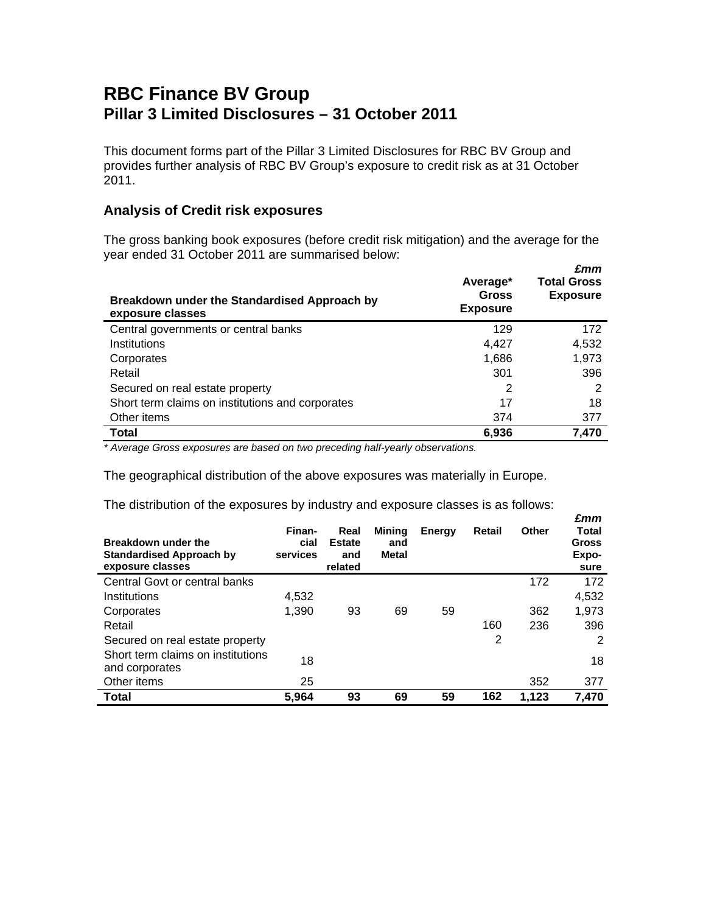# RBC Finance BV Group

## Pillar 3 Limited Disclosures – 31 October 2011

This document forms part of the Pillar 3 Limited Disclosures for RBC BV Group and provides further analysis of RBC BV Group's exposure to credit risk as at 31 October 2011.

### Analysis of Credit risk exposures

The gross banking book exposures (before credit risk mitigation) and the average for the year ended 31 October 2011 are summarised below:

| Breakdown under the Standardised Approach by exposure classes | Average* Gross Exposure | *£mm* Total Gross Exposure |
|---|---|---|
| Central governments or central banks | 129 | 172 |
| Institutions | 4,427 | 4,532 |
| Corporates | 1,686 | 1,973 |
| Retail | 301 | 396 |
| Secured on real estate property | 2 | 2 |
| Short term claims on institutions and corporates | 17 | 18 |
| Other items | 374 | 377 |
| **Total** | **6,936** | **7,470** |

*\* Average Gross exposures are based on two preceding half-yearly observations.*

The geographical distribution of the above exposures was materially in Europe.

The distribution of the exposures by industry and exposure classes is as follows:

| Breakdown under the Standardised Approach by exposure classes | Finan-cial services | Real Estate and related | Mining and Metal | Energy | Retail | Other | *£mm* Total Gross Expo-sure |
|---|---|---|---|---|---|---|---|
| Central Govt or central banks | | | | | | 172 | 172 |
| Institutions | 4,532 | | | | | | 4,532 |
| Corporates | 1,390 | 93 | 69 | 59 | | 362 | 1,973 |
| Retail | | | | | 160 | 236 | 396 |
| Secured on real estate property | | | | | 2 | | 2 |
| Short term claims on institutions and corporates | 18 | | | | | | 18 |
| Other items | 25 | | | | | 352 | 377 |
| **Total** | **5,964** | **93** | **69** | **59** | **162** | **1,123** | **7,470** |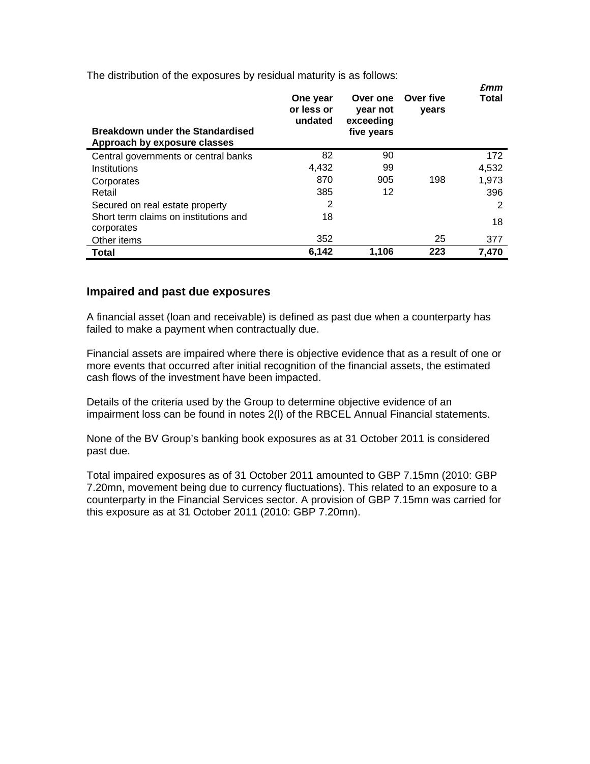The distribution of the exposures by residual maturity is as follows:

| Breakdown under the Standardised Approach by exposure classes | One year or less or undated | Over one year not exceeding five years | Over five years | *£mm* Total |
|---|---|---|---|---|
| Central governments or central banks | 82 | 90 | | 172 |
| Institutions | 4,432 | 99 | | 4,532 |
| Corporates | 870 | 905 | 198 | 1,973 |
| Retail | 385 | 12 | | 396 |
| Secured on real estate property | 2 | | | 2 |
| Short term claims on institutions and corporates | 18 | | | 18 |
| Other items | 352 | | 25 | 377 |
| **Total** | **6,142** | **1,106** | **223** | **7,470** |

## Impaired and past due exposures

A financial asset (loan and receivable) is defined as past due when a counterparty has failed to make a payment when contractually due.

Financial assets are impaired where there is objective evidence that as a result of one or more events that occurred after initial recognition of the financial assets, the estimated cash flows of the investment have been impacted.

Details of the criteria used by the Group to determine objective evidence of an impairment loss can be found in notes 2(l) of the RBCEL Annual Financial statements.

None of the BV Group's banking book exposures as at 31 October 2011 is considered past due.

Total impaired exposures as of 31 October 2011 amounted to GBP 7.15mn (2010: GBP 7.20mn, movement being due to currency fluctuations). This related to an exposure to a counterparty in the Financial Services sector. A provision of GBP 7.15mn was carried for this exposure as at 31 October 2011 (2010: GBP 7.20mn).